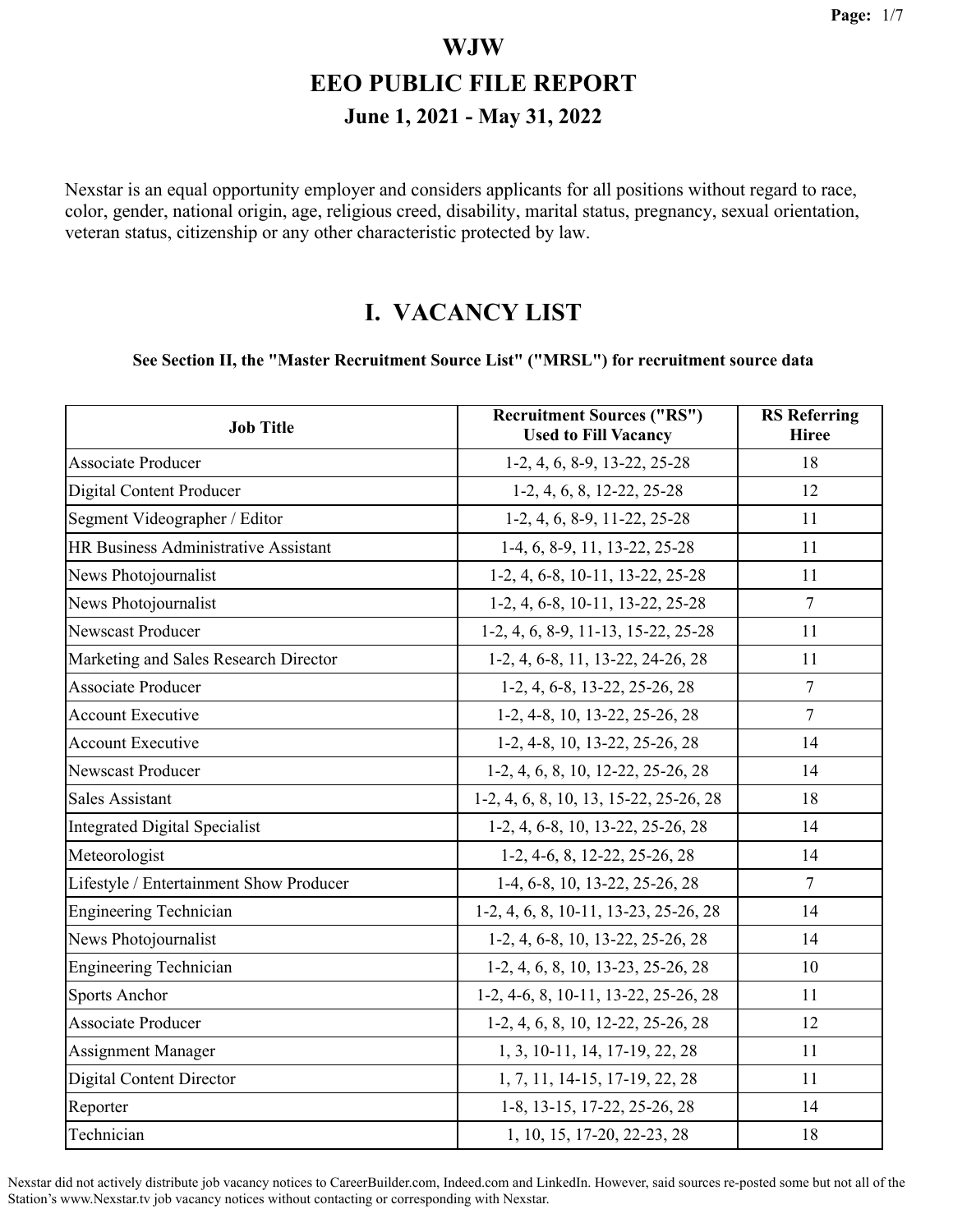# WJW

# EEO PUBLIC FILE REPORT

### June 1, 2021 - May 31, 2022

Nexstar is an equal opportunity employer and considers applicants for all positions without regard to race, color, gender, national origin, age, religious creed, disability, marital status, pregnancy, sexual orientation, veteran status, citizenship or any other characteristic protected by law.

## I. VACANCY LIST

**See Section II, the "Master Recruitment Source List" ("MRSL") for recruitment source data**

| Job Title | Recruitment Sources ("RS") Used to Fill Vacancy | RS Referring Hiree |
|---|---|---|
| Associate Producer | 1-2, 4, 6, 8-9, 13-22, 25-28 | 18 |
| Digital Content Producer | 1-2, 4, 6, 8, 12-22, 25-28 | 12 |
| Segment Videographer / Editor | 1-2, 4, 6, 8-9, 11-22, 25-28 | 11 |
| HR Business Administrative Assistant | 1-4, 6, 8-9, 11, 13-22, 25-28 | 11 |
| News Photojournalist | 1-2, 4, 6-8, 10-11, 13-22, 25-28 | 11 |
| News Photojournalist | 1-2, 4, 6-8, 10-11, 13-22, 25-28 | 7 |
| Newscast Producer | 1-2, 4, 6, 8-9, 11-13, 15-22, 25-28 | 11 |
| Marketing and Sales Research Director | 1-2, 4, 6-8, 11, 13-22, 24-26, 28 | 11 |
| Associate Producer | 1-2, 4, 6-8, 13-22, 25-26, 28 | 7 |
| Account Executive | 1-2, 4-8, 10, 13-22, 25-26, 28 | 7 |
| Account Executive | 1-2, 4-8, 10, 13-22, 25-26, 28 | 14 |
| Newscast Producer | 1-2, 4, 6, 8, 10, 12-22, 25-26, 28 | 14 |
| Sales Assistant | 1-2, 4, 6, 8, 10, 13, 15-22, 25-26, 28 | 18 |
| Integrated Digital Specialist | 1-2, 4, 6-8, 10, 13-22, 25-26, 28 | 14 |
| Meteorologist | 1-2, 4-6, 8, 12-22, 25-26, 28 | 14 |
| Lifestyle / Entertainment Show Producer | 1-4, 6-8, 10, 13-22, 25-26, 28 | 7 |
| Engineering Technician | 1-2, 4, 6, 8, 10-11, 13-23, 25-26, 28 | 14 |
| News Photojournalist | 1-2, 4, 6-8, 10, 13-22, 25-26, 28 | 14 |
| Engineering Technician | 1-2, 4, 6, 8, 10, 13-23, 25-26, 28 | 10 |
| Sports Anchor | 1-2, 4-6, 8, 10-11, 13-22, 25-26, 28 | 11 |
| Associate Producer | 1-2, 4, 6, 8, 10, 12-22, 25-26, 28 | 12 |
| Assignment Manager | 1, 3, 10-11, 14, 17-19, 22, 28 | 11 |
| Digital Content Director | 1, 7, 11, 14-15, 17-19, 22, 28 | 11 |
| Reporter | 1-8, 13-15, 17-22, 25-26, 28 | 14 |
| Technician | 1, 10, 15, 17-20, 22-23, 28 | 18 |

Nexstar did not actively distribute job vacancy notices to CareerBuilder.com, Indeed.com and LinkedIn. However, said sources re-posted some but not all of the Station's www.Nexstar.tv job vacancy notices without contacting or corresponding with Nexstar.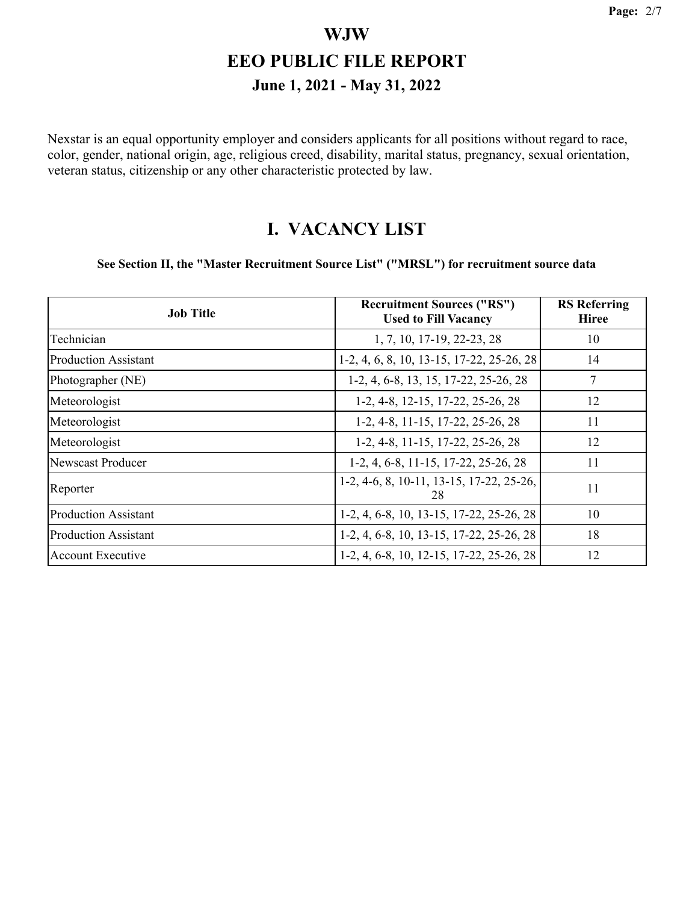# WJW

# EEO PUBLIC FILE REPORT

## June 1, 2021 - May 31, 2022

Nexstar is an equal opportunity employer and considers applicants for all positions without regard to race, color, gender, national origin, age, religious creed, disability, marital status, pregnancy, sexual orientation, veteran status, citizenship or any other characteristic protected by law.

## I. VACANCY LIST

**See Section II, the "Master Recruitment Source List" ("MRSL") for recruitment source data**

| Job Title | Recruitment Sources ("RS") Used to Fill Vacancy | RS Referring Hiree |
|---|---|---|
| Technician | 1, 7, 10, 17-19, 22-23, 28 | 10 |
| Production Assistant | 1-2, 4, 6, 8, 10, 13-15, 17-22, 25-26, 28 | 14 |
| Photographer (NE) | 1-2, 4, 6-8, 13, 15, 17-22, 25-26, 28 | 7 |
| Meteorologist | 1-2, 4-8, 12-15, 17-22, 25-26, 28 | 12 |
| Meteorologist | 1-2, 4-8, 11-15, 17-22, 25-26, 28 | 11 |
| Meteorologist | 1-2, 4-8, 11-15, 17-22, 25-26, 28 | 12 |
| Newscast Producer | 1-2, 4, 6-8, 11-15, 17-22, 25-26, 28 | 11 |
| Reporter | 1-2, 4-6, 8, 10-11, 13-15, 17-22, 25-26, 28 | 11 |
| Production Assistant | 1-2, 4, 6-8, 10, 13-15, 17-22, 25-26, 28 | 10 |
| Production Assistant | 1-2, 4, 6-8, 10, 13-15, 17-22, 25-26, 28 | 18 |
| Account Executive | 1-2, 4, 6-8, 10, 12-15, 17-22, 25-26, 28 | 12 |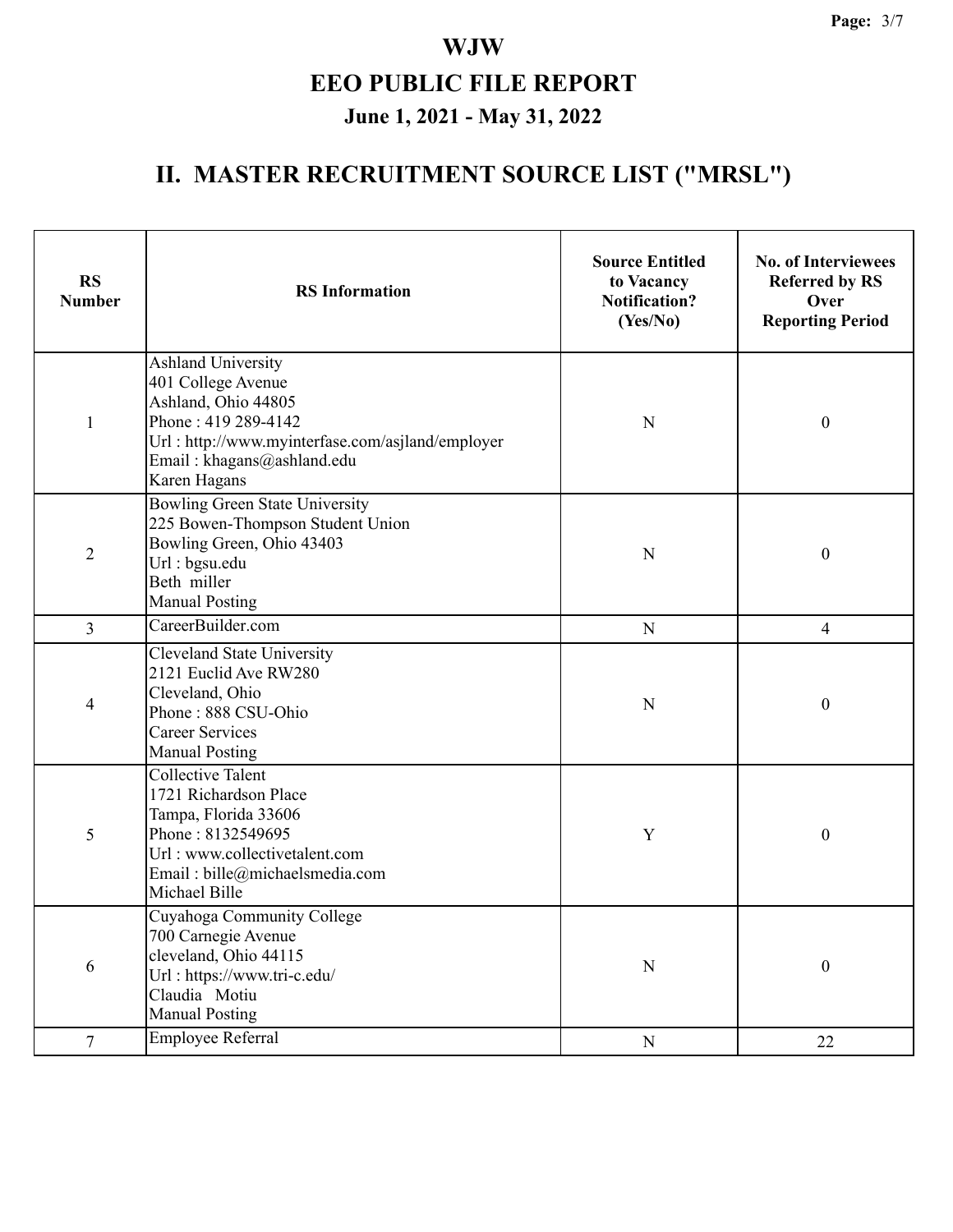# WJW

# EEO PUBLIC FILE REPORT

## June 1, 2021 - May 31, 2022

## II. MASTER RECRUITMENT SOURCE LIST ("MRSL")

| RS Number | RS Information | Source Entitled to Vacancy Notification? (Yes/No) | No. of Interviewees Referred by RS Over Reporting Period |
|---|---|---|---|
| 1 | Ashland University<br>401 College Avenue<br>Ashland, Ohio 44805<br>Phone : 419 289-4142<br>Url : http://www.myinterfase.com/asjland/employer<br>Email : khagans@ashland.edu<br>Karen Hagans | N | 0 |
| 2 | Bowling Green State University<br>225 Bowen-Thompson Student Union<br>Bowling Green, Ohio 43403<br>Url : bgsu.edu<br>Beth miller<br>Manual Posting | N | 0 |
| 3 | CareerBuilder.com | N | 4 |
| 4 | Cleveland State University<br>2121 Euclid Ave RW280<br>Cleveland, Ohio<br>Phone : 888 CSU-Ohio<br>Career Services<br>Manual Posting | N | 0 |
| 5 | Collective Talent<br>1721 Richardson Place<br>Tampa, Florida 33606<br>Phone : 8132549695<br>Url : www.collectivetalent.com<br>Email : bille@michaelsmedia.com<br>Michael Bille | Y | 0 |
| 6 | Cuyahoga Community College<br>700 Carnegie Avenue<br>cleveland, Ohio 44115<br>Url : https://www.tri-c.edu/<br>Claudia Motiu<br>Manual Posting | N | 0 |
| 7 | Employee Referral | N | 22 |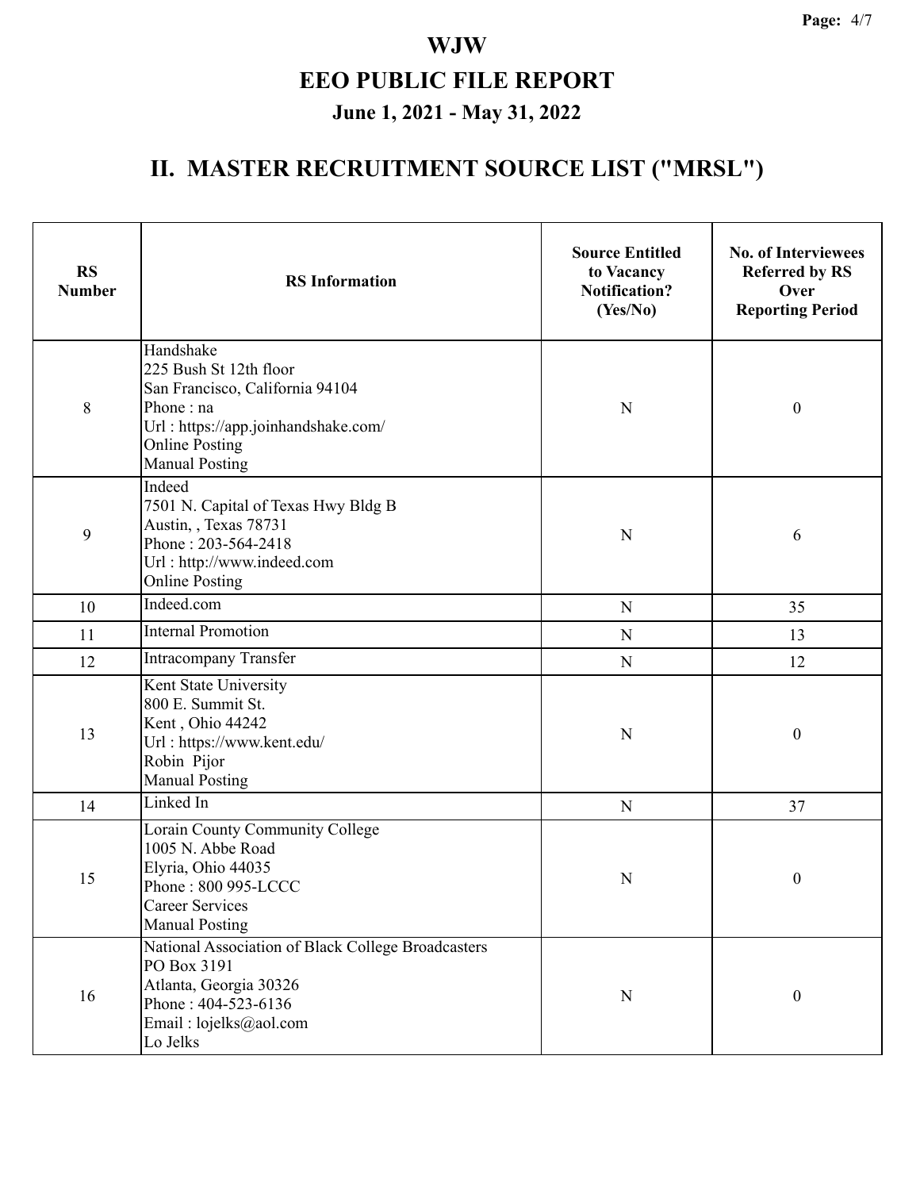# WJW

## EEO PUBLIC FILE REPORT

### June 1, 2021 - May 31, 2022

## II. MASTER RECRUITMENT SOURCE LIST ("MRSL")

| RS Number | RS Information | Source Entitled to Vacancy Notification? (Yes/No) | No. of Interviewees Referred by RS Over Reporting Period |
|---|---|---|---|
| 8 | Handshake<br>225 Bush St 12th floor<br>San Francisco, California 94104<br>Phone : na<br>Url : https://app.joinhandshake.com/<br>Online Posting<br>Manual Posting | N | 0 |
| 9 | Indeed<br>7501 N. Capital of Texas Hwy Bldg B<br>Austin, , Texas 78731<br>Phone : 203-564-2418<br>Url : http://www.indeed.com<br>Online Posting | N | 6 |
| 10 | Indeed.com | N | 35 |
| 11 | Internal Promotion | N | 13 |
| 12 | Intracompany Transfer | N | 12 |
| 13 | Kent State University<br>800 E. Summit St.<br>Kent , Ohio 44242<br>Url : https://www.kent.edu/<br>Robin Pijor<br>Manual Posting | N | 0 |
| 14 | Linked In | N | 37 |
| 15 | Lorain County Community College<br>1005 N. Abbe Road<br>Elyria, Ohio 44035<br>Phone : 800 995-LCCC<br>Career Services<br>Manual Posting | N | 0 |
| 16 | National Association of Black College Broadcasters<br>PO Box 3191<br>Atlanta, Georgia 30326<br>Phone : 404-523-6136<br>Email : lojelks@aol.com<br>Lo Jelks | N | 0 |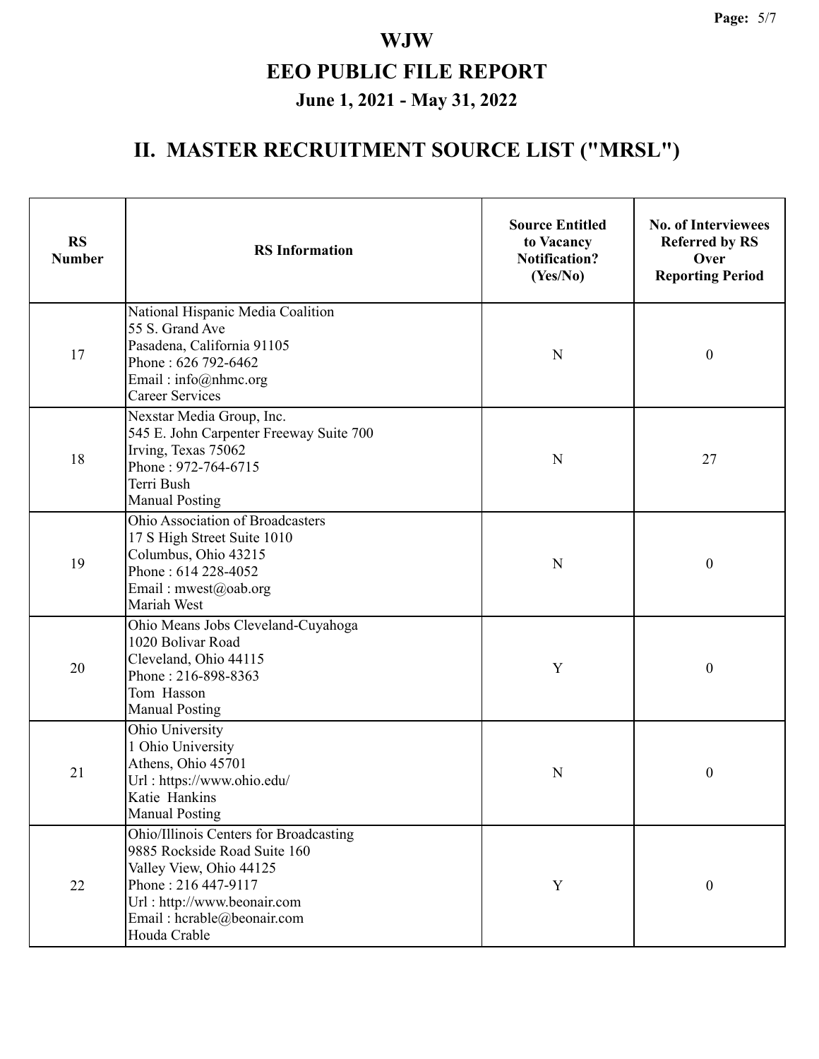# WJW

## EEO PUBLIC FILE REPORT

### June 1, 2021 - May 31, 2022

## II. MASTER RECRUITMENT SOURCE LIST ("MRSL")

| RS Number | RS Information | Source Entitled to Vacancy Notification? (Yes/No) | No. of Interviewees Referred by RS Over Reporting Period |
|---|---|---|---|
| 17 | National Hispanic Media Coalition<br>55 S. Grand Ave<br>Pasadena, California 91105<br>Phone : 626 792-6462<br>Email : info@nhmc.org<br>Career Services | N | 0 |
| 18 | Nexstar Media Group, Inc.<br>545 E. John Carpenter Freeway Suite 700<br>Irving, Texas 75062<br>Phone : 972-764-6715<br>Terri Bush<br>Manual Posting | N | 27 |
| 19 | Ohio Association of Broadcasters<br>17 S High Street Suite 1010<br>Columbus, Ohio 43215<br>Phone : 614 228-4052<br>Email : mwest@oab.org<br>Mariah West | N | 0 |
| 20 | Ohio Means Jobs Cleveland-Cuyahoga<br>1020 Bolivar Road<br>Cleveland, Ohio 44115<br>Phone : 216-898-8363<br>Tom Hasson<br>Manual Posting | Y | 0 |
| 21 | Ohio University<br>1 Ohio University<br>Athens, Ohio 45701<br>Url : https://www.ohio.edu/<br>Katie Hankins<br>Manual Posting | N | 0 |
| 22 | Ohio/Illinois Centers for Broadcasting<br>9885 Rockside Road Suite 160<br>Valley View, Ohio 44125<br>Phone : 216 447-9117<br>Url : http://www.beonair.com<br>Email : hcrable@beonair.com<br>Houda Crable | Y | 0 |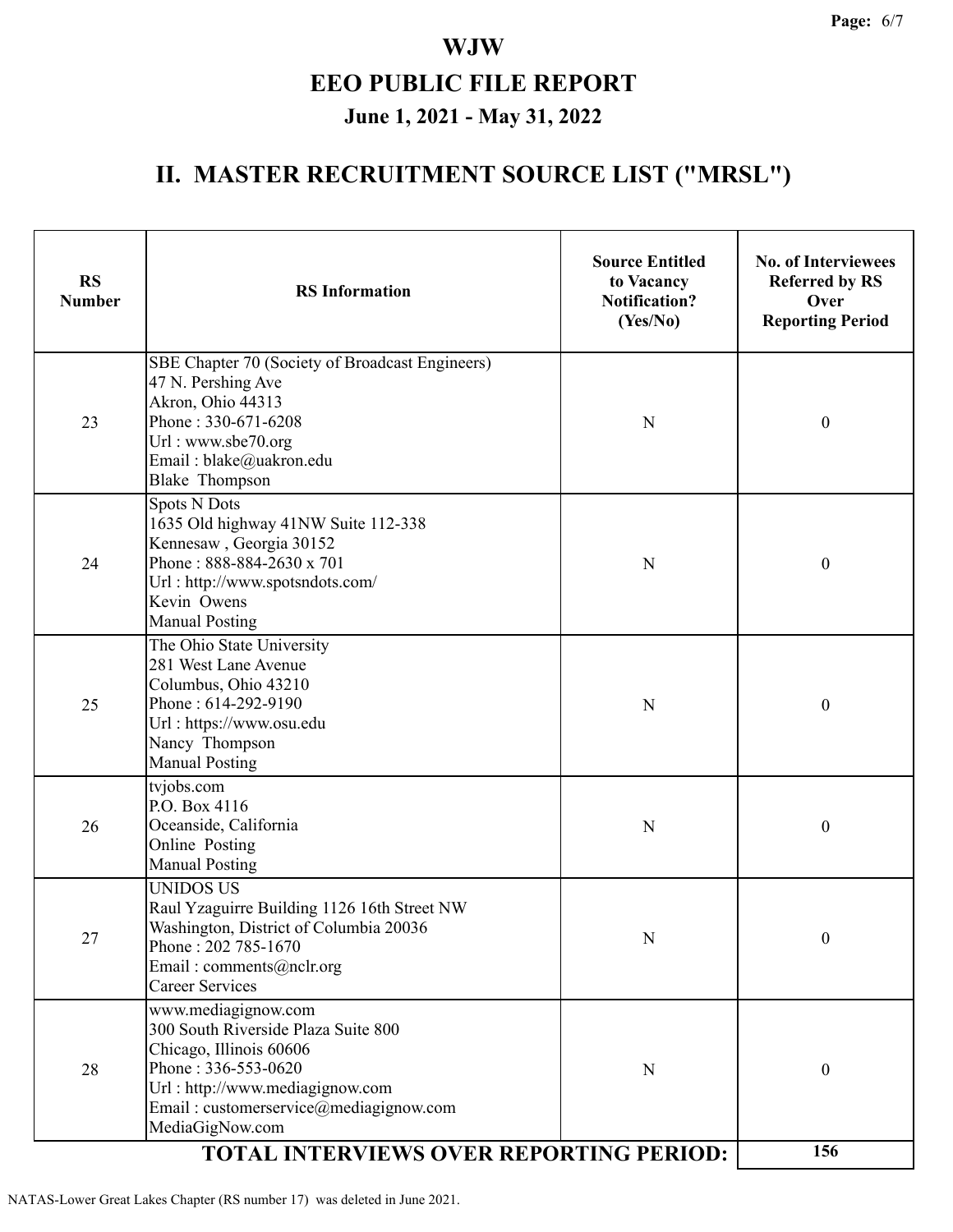# WJW

## EEO PUBLIC FILE REPORT

### June 1, 2021 - May 31, 2022

## II. MASTER RECRUITMENT SOURCE LIST ("MRSL")

| RS Number | RS Information | Source Entitled to Vacancy Notification? (Yes/No) | No. of Interviewees Referred by RS Over Reporting Period |
|---|---|---|---|
| 23 | SBE Chapter 70 (Society of Broadcast Engineers)<br>47 N. Pershing Ave<br>Akron, Ohio 44313<br>Phone : 330-671-6208<br>Url : www.sbe70.org<br>Email : blake@uakron.edu<br>Blake Thompson | N | 0 |
| 24 | Spots N Dots<br>1635 Old highway 41NW Suite 112-338<br>Kennesaw , Georgia 30152<br>Phone : 888-884-2630 x 701<br>Url : http://www.spotsndots.com/<br>Kevin Owens<br>Manual Posting | N | 0 |
| 25 | The Ohio State University<br>281 West Lane Avenue<br>Columbus, Ohio 43210<br>Phone : 614-292-9190<br>Url : https://www.osu.edu<br>Nancy Thompson<br>Manual Posting | N | 0 |
| 26 | tvjobs.com<br>P.O. Box 4116<br>Oceanside, California<br>Online Posting<br>Manual Posting | N | 0 |
| 27 | UNIDOS US<br>Raul Yzaguirre Building 1126 16th Street NW<br>Washington, District of Columbia 20036<br>Phone : 202 785-1670<br>Email : comments@nclr.org<br>Career Services | N | 0 |
| 28 | www.mediagignow.com<br>300 South Riverside Plaza Suite 800<br>Chicago, Illinois 60606<br>Phone : 336-553-0620<br>Url : http://www.mediagignow.com<br>Email : customerservice@mediagignow.com<br>MediaGigNow.com | N | 0 |
| | **TOTAL INTERVIEWS OVER REPORTING PERIOD:** | | **156** |

NATAS-Lower Great Lakes Chapter (RS number 17) was deleted in June 2021.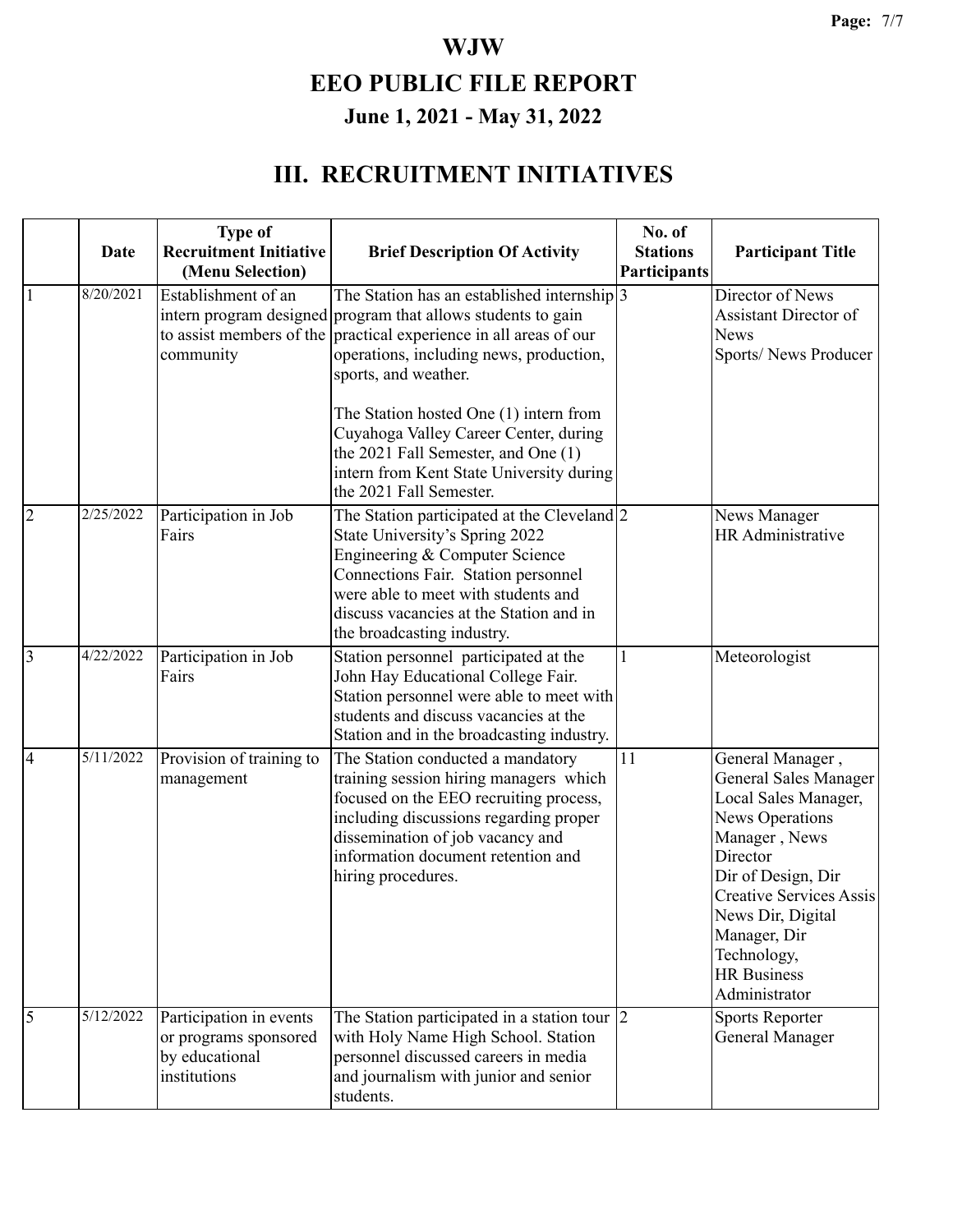# WJW

# EEO PUBLIC FILE REPORT

## June 1, 2021 - May 31, 2022

## III. RECRUITMENT INITIATIVES

| | Date | Type of Recruitment Initiative (Menu Selection) | Brief Description Of Activity | No. of Stations Participants | Participant Title |
|---|---|---|---|---|---|
| 1 | 8/20/2021 | Establishment of an intern program designed to assist members of the community | The Station has an established internship program that allows students to gain practical experience in all areas of our operations, including news, production, sports, and weather.<br><br>The Station hosted One (1) intern from Cuyahoga Valley Career Center, during the 2021 Fall Semester, and One (1) intern from Kent State University during the 2021 Fall Semester. | 3 | Director of News<br>Assistant Director of News<br>Sports/ News Producer |
| 2 | 2/25/2022 | Participation in Job Fairs | The Station participated at the Cleveland State University's Spring 2022 Engineering & Computer Science Connections Fair. Station personnel were able to meet with students and discuss vacancies at the Station and in the broadcasting industry. | 2 | News Manager<br>HR Administrative |
| 3 | 4/22/2022 | Participation in Job Fairs | Station personnel participated at the John Hay Educational College Fair. Station personnel were able to meet with students and discuss vacancies at the Station and in the broadcasting industry. | 1 | Meteorologist |
| 4 | 5/11/2022 | Provision of training to management | The Station conducted a mandatory training session hiring managers which focused on the EEO recruiting process, including discussions regarding proper dissemination of job vacancy and information document retention and hiring procedures. | 11 | General Manager ,<br>General Sales Manager<br>Local Sales Manager,<br>News Operations Manager , News Director<br>Dir of Design, Dir Creative Services Assis News Dir, Digital Manager, Dir Technology,<br>HR Business Administrator |
| 5 | 5/12/2022 | Participation in events or programs sponsored by educational institutions | The Station participated in a station tour with Holy Name High School. Station personnel discussed careers in media and journalism with junior and senior students. | 2 | Sports Reporter<br>General Manager |